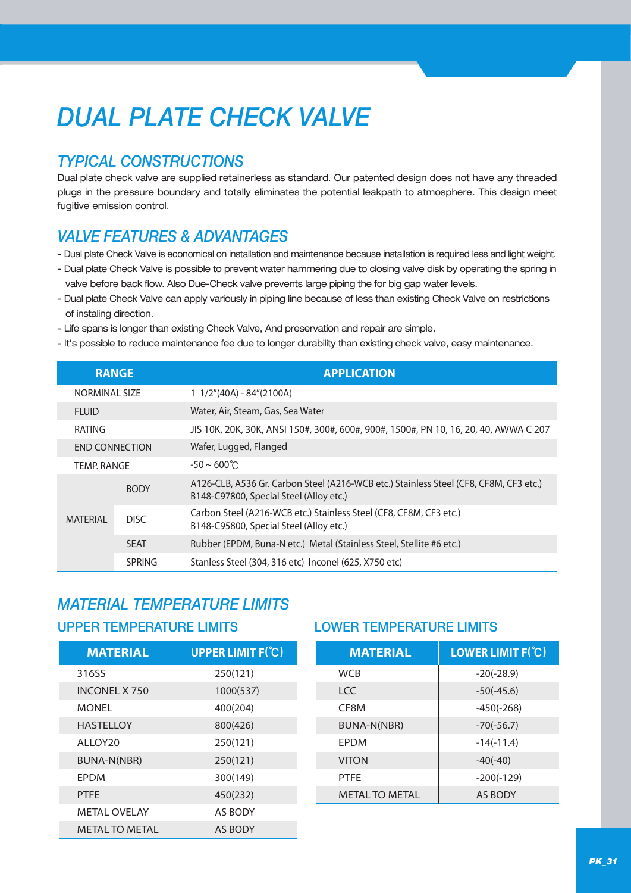# DUAL PLATE CHECK VALVE

## TYPICAL CONSTRUCTIONS

Dual plate check valve are supplied retainerless as standard. Our patented design does not have any threaded plugs in the pressure boundary and totally eliminates the potential leakpath to atmosphere. This design meet fugitive emission control.

## VALVE FEATURES & ADVANTAGES

- Dual plate Check Valve is economical on installation and maintenance because installation is required less and light weight.
- Dual plate Check Valve is possible to prevent water hammering due to closing valve disk by operating the spring in valve before back flow. Also Due-Check valve prevents large piping the for big gap water levels.
- Dual plate Check Valve can apply variously in piping line because of less than existing Check Valve on restrictions of instaling direction.
- Life spans is longer than existing Check Valve, And preservation and repair are simple.
- It's possible to reduce maintenance fee due to longer durability than existing check valve, easy maintenance.

| RANGE | | APPLICATION |
|---|---|---|
| NORMINAL SIZE | | 1 1/2"(40A) - 84"(2100A) |
| FLUID | | Water, Air, Steam, Gas, Sea Water |
| RATING | | JIS 10K, 20K, 30K, ANSI 150#, 300#, 600#, 900#, 1500#, PN 10, 16, 20, 40, AWWA C 207 |
| END CONNECTION | | Wafer, Lugged, Flanged |
| TEMP. RANGE | | -50 ~ 600℃ |
| MATERIAL | BODY | A126-CLB, A536 Gr. Carbon Steel (A216-WCB etc.) Stainless Steel (CF8, CF8M, CF3 etc.) B148-C97800, Special Steel (Alloy etc.) |
| | DISC | Carbon Steel (A216-WCB etc.) Stainless Steel (CF8, CF8M, CF3 etc.) B148-C95800, Special Steel (Alloy etc.) |
| | SEAT | Rubber (EPDM, Buna-N etc.) Metal (Stainless Steel, Stellite #6 etc.) |
| | SPRING | Stanless Steel (304, 316 etc) Inconel (625, X750 etc) |

## MATERIAL TEMPERATURE LIMITS

### UPPER TEMPERATURE LIMITS

| MATERIAL | UPPER LIMIT F(℃) |
|---|---|
| 316SS | 250(121) |
| INCONEL X 750 | 1000(537) |
| MONEL | 400(204) |
| HASTELLOY | 800(426) |
| ALLOY20 | 250(121) |
| BUNA-N(NBR) | 250(121) |
| EPDM | 300(149) |
| PTFE | 450(232) |
| METAL OVELAY | AS BODY |
| METAL TO METAL | AS BODY |

### LOWER TEMPERATURE LIMITS

| MATERIAL | LOWER LIMIT F(℃) |
|---|---|
| WCB | -20(-28.9) |
| LCC | -50(-45.6) |
| CF8M | -450(-268) |
| BUNA-N(NBR) | -70(-56.7) |
| EPDM | -14(-11.4) |
| VITON | -40(-40) |
| PTFE | -200(-129) |
| METAL TO METAL | AS BODY |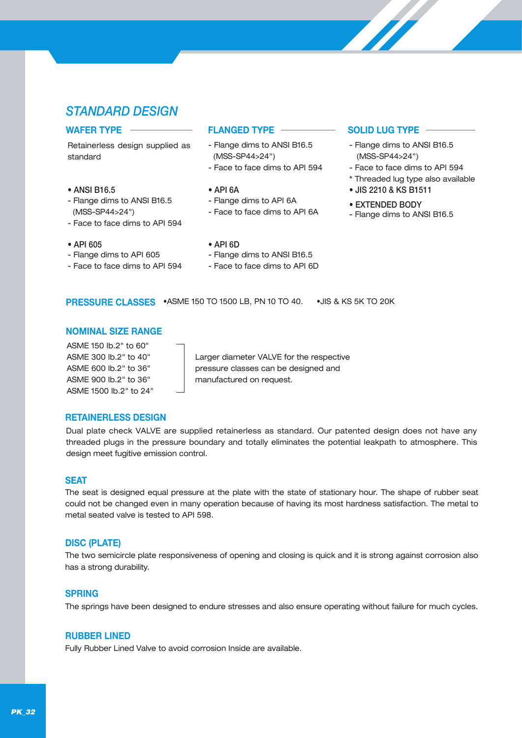## *STANDARD DESIGN*

### WAFER TYPE

Retainerless design supplied as standard

- ANSI B16.5
- Flange dims to ANSI B16.5 (MSS-SP44>24")
- Face to face dims to API 594

- API 605
- Flange dims to API 605
- Face to face dims to API 594

### FLANGED TYPE

- Flange dims to ANSI B16.5 (MSS-SP44>24")
- Face to face dims to API 594

- API 6A
- Flange dims to API 6A
- Face to face dims to API 6A

- API 6D
- Flange dims to ANSI B16.5
- Face to face dims to API 6D

### SOLID LUG TYPE

- Flange dims to ANSI B16.5 (MSS-SP44>24")
- Face to face dims to API 594

* Threaded lug type also available

- JIS 2210 & KS B1511

- EXTENDED BODY
- Flange dims to ANSI B16.5

### PRESSURE CLASSES

- ASME 150 TO 1500 LB, PN 10 TO 40.
- JIS & KS 5K TO 20K

### NOMINAL SIZE RANGE

ASME 150 lb.2" to 60"
ASME 300 lb.2" to 40"
ASME 600 lb.2" to 36"
ASME 900 lb.2" to 36"
ASME 1500 lb.2" to 24"

Larger diameter VALVE for the respective pressure classes can be designed and manufactured on request.

### RETAINERLESS DESIGN

Dual plate check VALVE are supplied retainerless as standard. Our patented design does not have any threaded plugs in the pressure boundary and totally eliminates the potential leakpath to atmosphere. This design meet fugitive emission control.

### SEAT

The seat is designed equal pressure at the plate with the state of stationary hour. The shape of rubber seat could not be changed even in many operation because of having its most hardness satisfaction. The metal to metal seated valve is tested to API 598.

### DISC (PLATE)

The two semicircle plate responsiveness of opening and closing is quick and it is strong against corrosion also has a strong durability.

### SPRING

The springs have been designed to endure stresses and also ensure operating without failure for much cycles.

### RUBBER LINED

Fully Rubber Lined Valve to avoid corrosion Inside are available.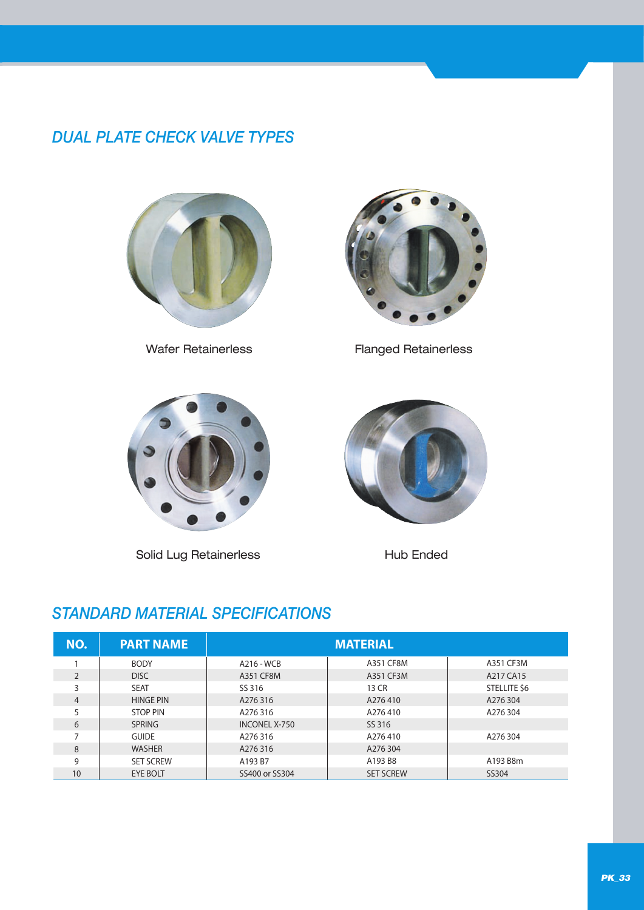## DUAL PLATE CHECK VALVE TYPES

Wafer Retainerless

Flanged Retainerless

Solid Lug Retainerless

Hub Ended

## STANDARD MATERIAL SPECIFICATIONS

| NO. | PART NAME | MATERIAL | | |
|---|---|---|---|---|
| 1 | BODY | A216 - WCB | A351 CF8M | A351 CF3M |
| 2 | DISC | A351 CF8M | A351 CF3M | A217 CA15 |
| 3 | SEAT | SS 316 | 13 CR | STELLITE $6 |
| 4 | HINGE PIN | A276 316 | A276 410 | A276 304 |
| 5 | STOP PIN | A276 316 | A276 410 | A276 304 |
| 6 | SPRING | INCONEL X-750 | SS 316 | |
| 7 | GUIDE | A276 316 | A276 410 | A276 304 |
| 8 | WASHER | A276 316 | A276 304 | |
| 9 | SET SCREW | A193 B7 | A193 B8 | A193 B8m |
| 10 | EYE BOLT | SS400 or SS304 | SET SCREW | SS304 |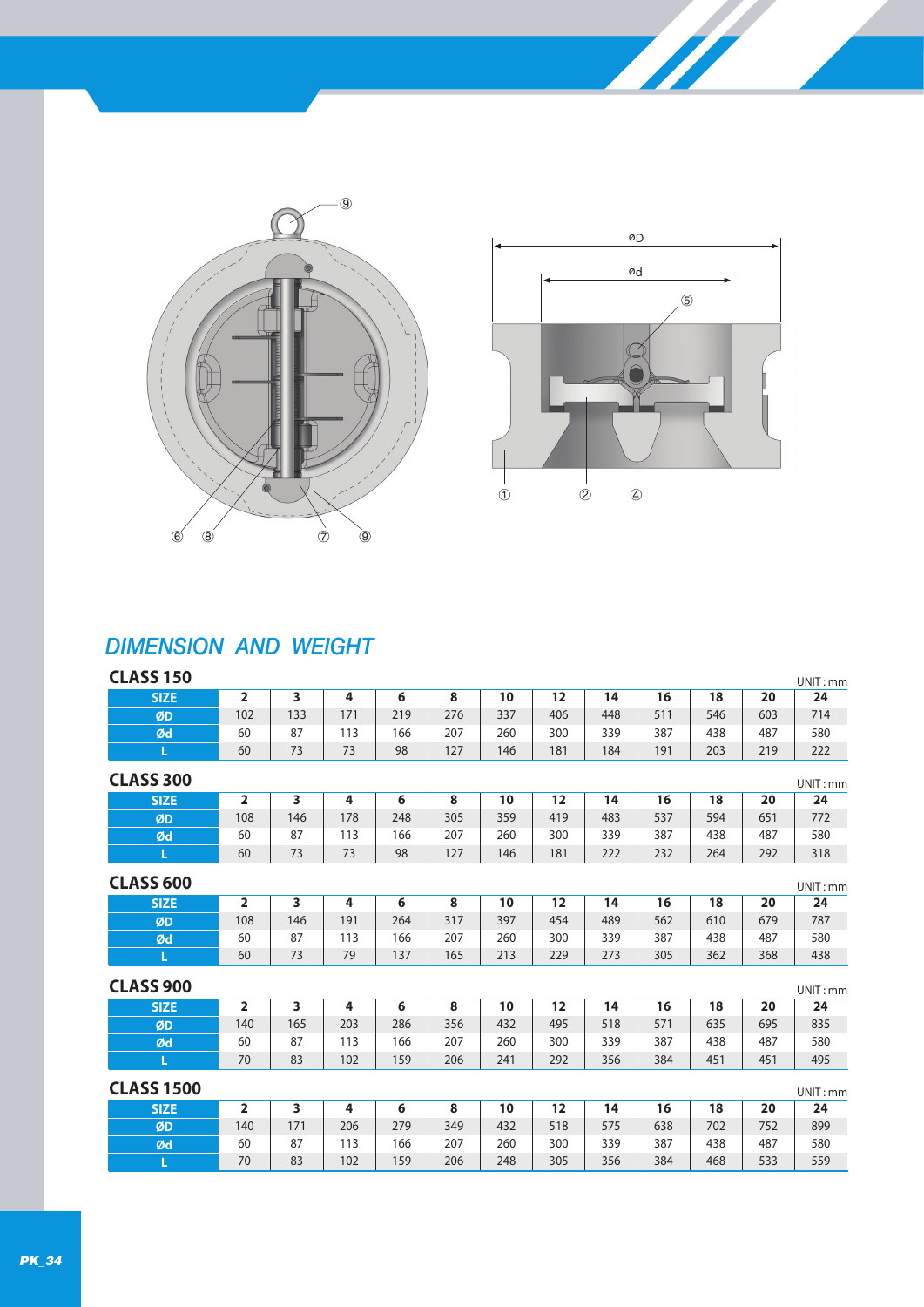## DIMENSION AND WEIGHT

### CLASS 150

UNIT : mm

| SIZE | 2 | 3 | 4 | 6 | 8 | 10 | 12 | 14 | 16 | 18 | 20 | 24 |
|---|---|---|---|---|---|---|---|---|---|---|---|---|
| ØD | 102 | 133 | 171 | 219 | 276 | 337 | 406 | 448 | 511 | 546 | 603 | 714 |
| Ød | 60 | 87 | 113 | 166 | 207 | 260 | 300 | 339 | 387 | 438 | 487 | 580 |
| L | 60 | 73 | 73 | 98 | 127 | 146 | 181 | 184 | 191 | 203 | 219 | 222 |

### CLASS 300

UNIT : mm

| SIZE | 2 | 3 | 4 | 6 | 8 | 10 | 12 | 14 | 16 | 18 | 20 | 24 |
|---|---|---|---|---|---|---|---|---|---|---|---|---|
| ØD | 108 | 146 | 178 | 248 | 305 | 359 | 419 | 483 | 537 | 594 | 651 | 772 |
| Ød | 60 | 87 | 113 | 166 | 207 | 260 | 300 | 339 | 387 | 438 | 487 | 580 |
| L | 60 | 73 | 73 | 98 | 127 | 146 | 181 | 222 | 232 | 264 | 292 | 318 |

### CLASS 600

UNIT : mm

| SIZE | 2 | 3 | 4 | 6 | 8 | 10 | 12 | 14 | 16 | 18 | 20 | 24 |
|---|---|---|---|---|---|---|---|---|---|---|---|---|
| ØD | 108 | 146 | 191 | 264 | 317 | 397 | 454 | 489 | 562 | 610 | 679 | 787 |
| Ød | 60 | 87 | 113 | 166 | 207 | 260 | 300 | 339 | 387 | 438 | 487 | 580 |
| L | 60 | 73 | 79 | 137 | 165 | 213 | 229 | 273 | 305 | 362 | 368 | 438 |

### CLASS 900

UNIT : mm

| SIZE | 2 | 3 | 4 | 6 | 8 | 10 | 12 | 14 | 16 | 18 | 20 | 24 |
|---|---|---|---|---|---|---|---|---|---|---|---|---|
| ØD | 140 | 165 | 203 | 286 | 356 | 432 | 495 | 518 | 571 | 635 | 695 | 835 |
| Ød | 60 | 87 | 113 | 166 | 207 | 260 | 300 | 339 | 387 | 438 | 487 | 580 |
| L | 70 | 83 | 102 | 159 | 206 | 241 | 292 | 356 | 384 | 451 | 451 | 495 |

### CLASS 1500

UNIT : mm

| SIZE | 2 | 3 | 4 | 6 | 8 | 10 | 12 | 14 | 16 | 18 | 20 | 24 |
|---|---|---|---|---|---|---|---|---|---|---|---|---|
| ØD | 140 | 171 | 206 | 279 | 349 | 432 | 518 | 575 | 638 | 702 | 752 | 899 |
| Ød | 60 | 87 | 113 | 166 | 207 | 260 | 300 | 339 | 387 | 438 | 487 | 580 |
| L | 70 | 83 | 102 | 159 | 206 | 248 | 305 | 356 | 384 | 468 | 533 | 559 |